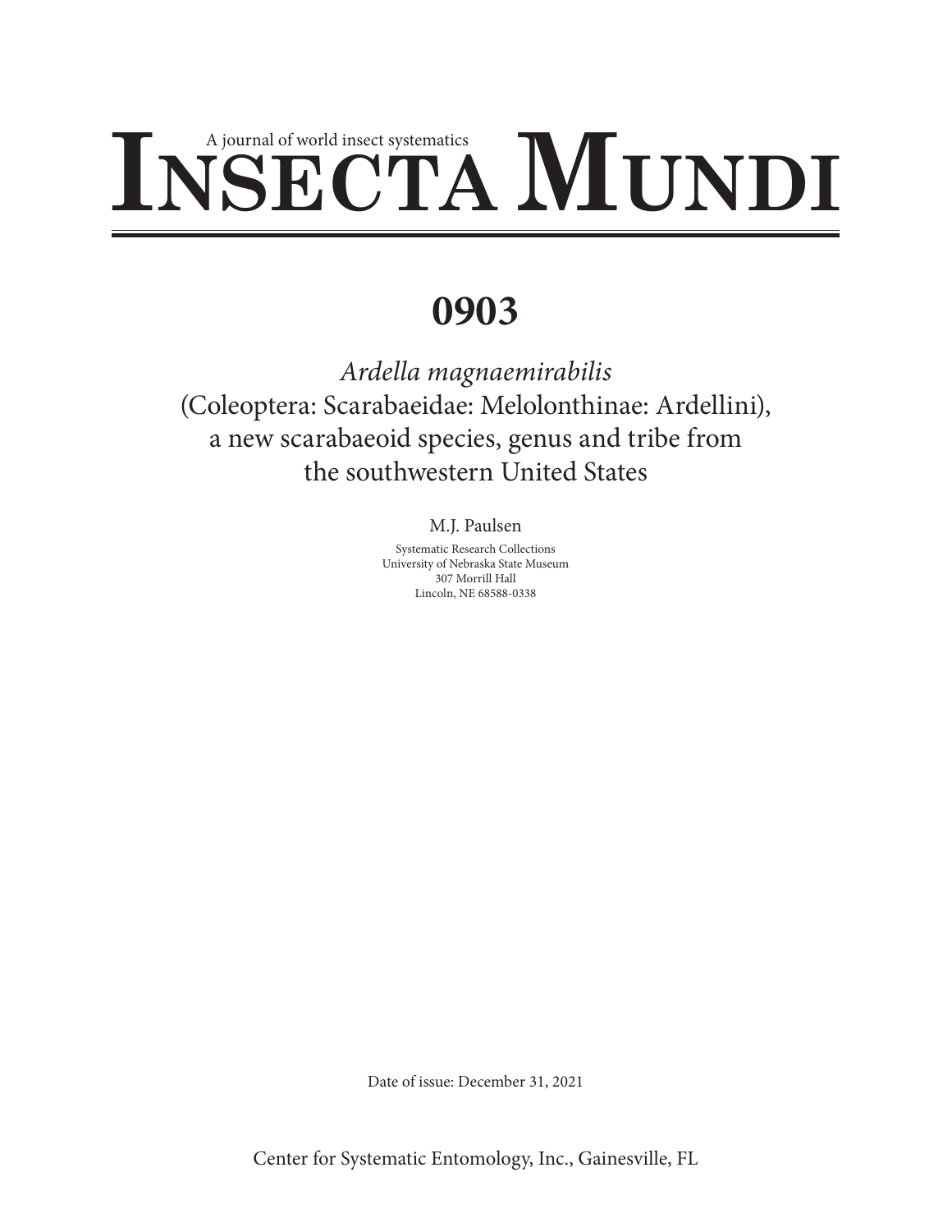A journal of world insect systematics

# INSECTA MUNDI

# 0903

*Ardella magnaemirabilis*
(Coleoptera: Scarabaeidae: Melolonthinae: Ardellini),
a new scarabaeoid species, genus and tribe from
the southwestern United States

M.J. Paulsen

Systematic Research Collections
University of Nebraska State Museum
307 Morrill Hall
Lincoln, NE 68588-0338

Date of issue: December 31, 2021

Center for Systematic Entomology, Inc., Gainesville, FL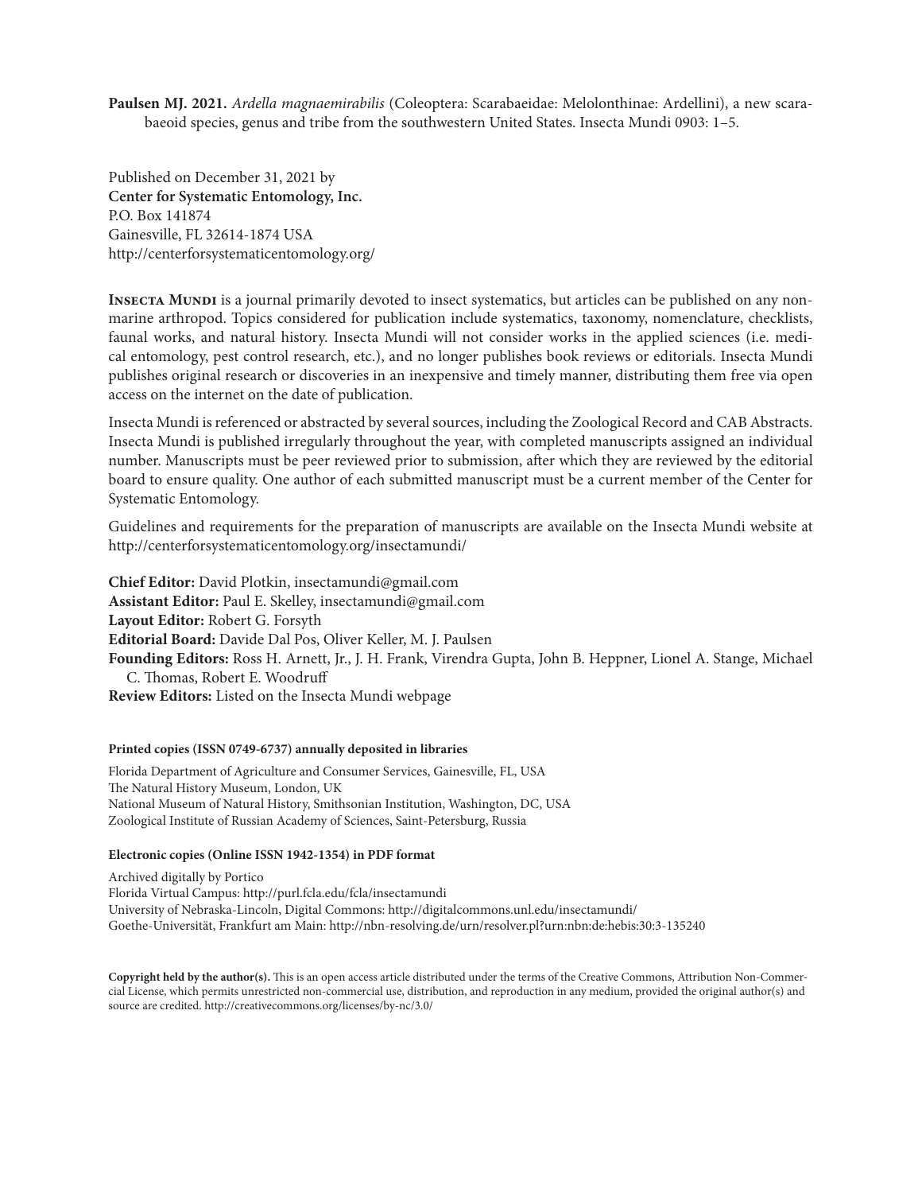**Paulsen MJ. 2021.** *Ardella magnaemirabilis* (Coleoptera: Scarabaeidae: Melolonthinae: Ardellini), a new scarabaeoid species, genus and tribe from the southwestern United States. Insecta Mundi 0903: 1–5.

Published on December 31, 2021 by
**Center for Systematic Entomology, Inc.**
P.O. Box 141874
Gainesville, FL 32614-1874 USA
http://centerforsystematicentomology.org/

**Insecta Mundi** is a journal primarily devoted to insect systematics, but articles can be published on any non-marine arthropod. Topics considered for publication include systematics, taxonomy, nomenclature, checklists, faunal works, and natural history. Insecta Mundi will not consider works in the applied sciences (i.e. medical entomology, pest control research, etc.), and no longer publishes book reviews or editorials. Insecta Mundi publishes original research or discoveries in an inexpensive and timely manner, distributing them free via open access on the internet on the date of publication.

Insecta Mundi is referenced or abstracted by several sources, including the Zoological Record and CAB Abstracts. Insecta Mundi is published irregularly throughout the year, with completed manuscripts assigned an individual number. Manuscripts must be peer reviewed prior to submission, after which they are reviewed by the editorial board to ensure quality. One author of each submitted manuscript must be a current member of the Center for Systematic Entomology.

Guidelines and requirements for the preparation of manuscripts are available on the Insecta Mundi website at http://centerforsystematicentomology.org/insectamundi/

**Chief Editor:** David Plotkin, insectamundi@gmail.com
**Assistant Editor:** Paul E. Skelley, insectamundi@gmail.com
**Layout Editor:** Robert G. Forsyth
**Editorial Board:** Davide Dal Pos, Oliver Keller, M. J. Paulsen
**Founding Editors:** Ross H. Arnett, Jr., J. H. Frank, Virendra Gupta, John B. Heppner, Lionel A. Stange, Michael C. Thomas, Robert E. Woodruff
**Review Editors:** Listed on the Insecta Mundi webpage

**Printed copies (ISSN 0749-6737) annually deposited in libraries**

Florida Department of Agriculture and Consumer Services, Gainesville, FL, USA
The Natural History Museum, London, UK
National Museum of Natural History, Smithsonian Institution, Washington, DC, USA
Zoological Institute of Russian Academy of Sciences, Saint-Petersburg, Russia

**Electronic copies (Online ISSN 1942-1354) in PDF format**

Archived digitally by Portico
Florida Virtual Campus: http://purl.fcla.edu/fcla/insectamundi
University of Nebraska-Lincoln, Digital Commons: http://digitalcommons.unl.edu/insectamundi/
Goethe-Universität, Frankfurt am Main: http://nbn-resolving.de/urn/resolver.pl?urn:nbn:de:hebis:30:3-135240

**Copyright held by the author(s).** This is an open access article distributed under the terms of the Creative Commons, Attribution Non-Commercial License, which permits unrestricted non-commercial use, distribution, and reproduction in any medium, provided the original author(s) and source are credited. http://creativecommons.org/licenses/by-nc/3.0/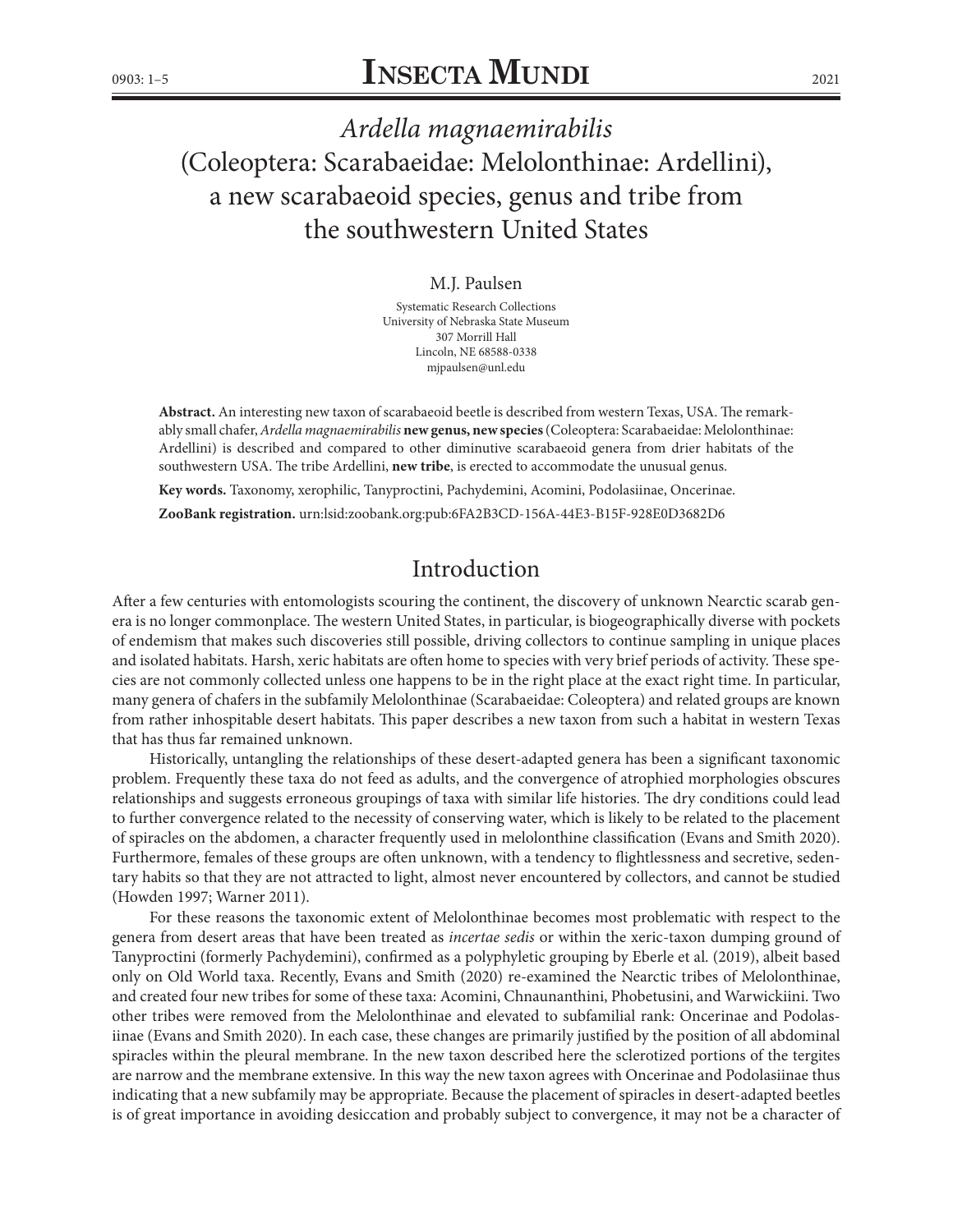// Ardella magnaemirabilis
# *Ardella magnaemirabilis* (Coleoptera: Scarabaeidae: Melolonthinae: Ardellini), a new scarabaeoid species, genus and tribe from the southwestern United States

M.J. Paulsen

Systematic Research Collections
University of Nebraska State Museum
307 Morrill Hall
Lincoln, NE 68588-0338
mjpaulsen@unl.edu

**Abstract.** An interesting new taxon of scarabaeoid beetle is described from western Texas, USA. The remarkably small chafer, *Ardella magnaemirabilis* **new genus, new species** (Coleoptera: Scarabaeidae: Melolonthinae: Ardellini) is described and compared to other diminutive scarabaeoid genera from drier habitats of the southwestern USA. The tribe Ardellini, **new tribe**, is erected to accommodate the unusual genus.

**Key words.** Taxonomy, xerophilic, Tanyproctini, Pachydemini, Acomini, Podolasiinae, Oncerinae.

**ZooBank registration.** urn:lsid:zoobank.org:pub:6FA2B3CD-156A-44E3-B15F-928E0D3682D6

## Introduction

After a few centuries with entomologists scouring the continent, the discovery of unknown Nearctic scarab genera is no longer commonplace. The western United States, in particular, is biogeographically diverse with pockets of endemism that makes such discoveries still possible, driving collectors to continue sampling in unique places and isolated habitats. Harsh, xeric habitats are often home to species with very brief periods of activity. These species are not commonly collected unless one happens to be in the right place at the exact right time. In particular, many genera of chafers in the subfamily Melolonthinae (Scarabaeidae: Coleoptera) and related groups are known from rather inhospitable desert habitats. This paper describes a new taxon from such a habitat in western Texas that has thus far remained unknown.

Historically, untangling the relationships of these desert-adapted genera has been a significant taxonomic problem. Frequently these taxa do not feed as adults, and the convergence of atrophied morphologies obscures relationships and suggests erroneous groupings of taxa with similar life histories. The dry conditions could lead to further convergence related to the necessity of conserving water, which is likely to be related to the placement of spiracles on the abdomen, a character frequently used in melolonthine classification (Evans and Smith 2020). Furthermore, females of these groups are often unknown, with a tendency to flightlessness and secretive, sedentary habits so that they are not attracted to light, almost never encountered by collectors, and cannot be studied (Howden 1997; Warner 2011).

For these reasons the taxonomic extent of Melolonthinae becomes most problematic with respect to the genera from desert areas that have been treated as *incertae sedis* or within the xeric-taxon dumping ground of Tanyproctini (formerly Pachydemini), confirmed as a polyphyletic grouping by Eberle et al. (2019), albeit based only on Old World taxa. Recently, Evans and Smith (2020) re-examined the Nearctic tribes of Melolonthinae, and created four new tribes for some of these taxa: Acomini, Chnaunanthini, Phobetusini, and Warwickiini. Two other tribes were removed from the Melolonthinae and elevated to subfamilial rank: Oncerinae and Podolasiinae (Evans and Smith 2020). In each case, these changes are primarily justified by the position of all abdominal spiracles within the pleural membrane. In the new taxon described here the sclerotized portions of the tergites are narrow and the membrane extensive. In this way the new taxon agrees with Oncerinae and Podolasiinae thus indicating that a new subfamily may be appropriate. Because the placement of spiracles in desert-adapted beetles is of great importance in avoiding desiccation and probably subject to convergence, it may not be a character of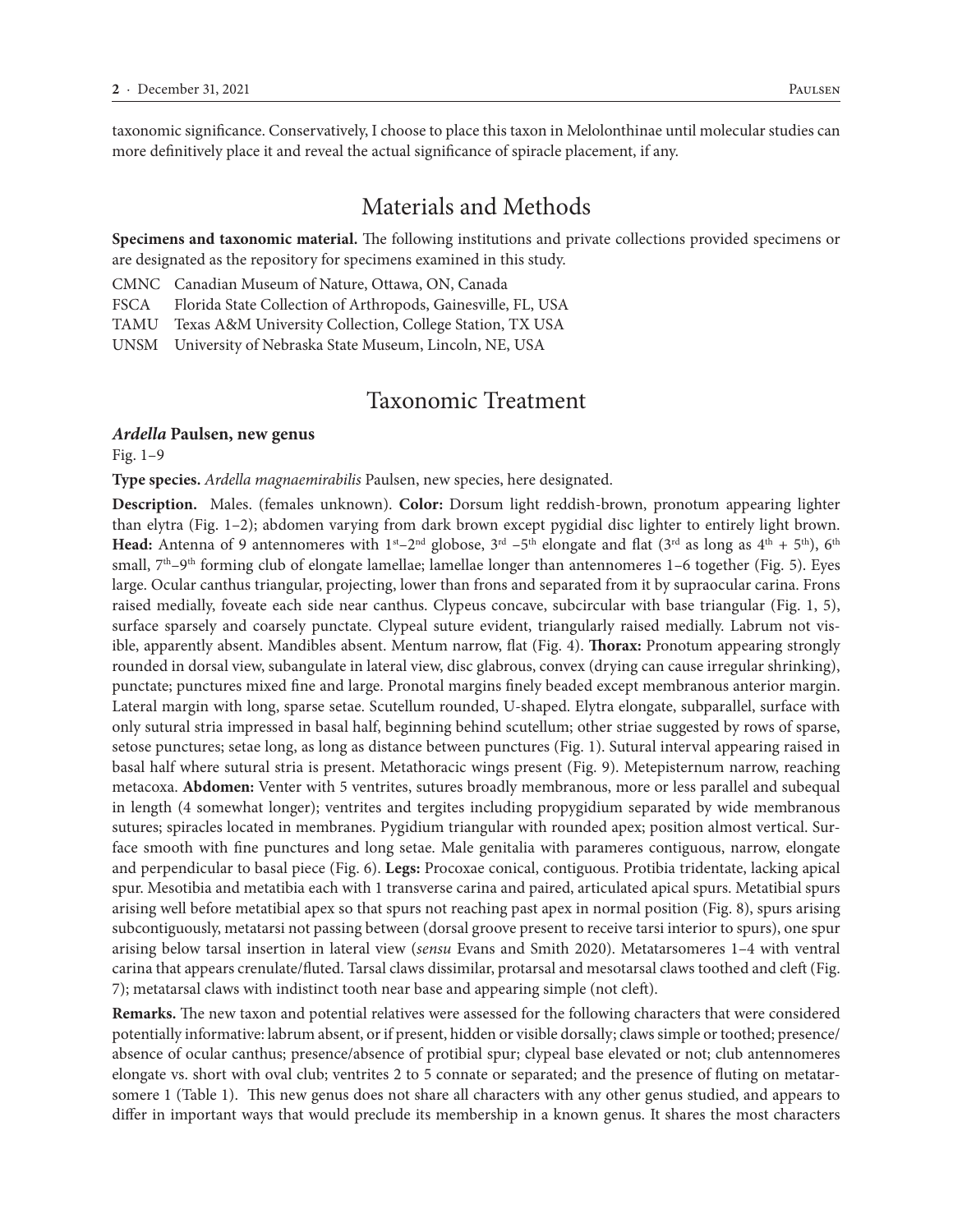taxonomic significance. Conservatively, I choose to place this taxon in Melolonthinae until molecular studies can more definitively place it and reveal the actual significance of spiracle placement, if any.

# Materials and Methods

**Specimens and taxonomic material.** The following institutions and private collections provided specimens or are designated as the repository for specimens examined in this study.

CMNC Canadian Museum of Nature, Ottawa, ON, Canada
FSCA Florida State Collection of Arthropods, Gainesville, FL, USA
TAMU Texas A&M University Collection, College Station, TX USA
UNSM University of Nebraska State Museum, Lincoln, NE, USA

# Taxonomic Treatment

### ***Ardella*** **Paulsen, new genus**

Fig. 1–9

**Type species.** *Ardella magnaemirabilis* Paulsen, new species, here designated.

**Description.** Males. (females unknown). **Color:** Dorsum light reddish-brown, pronotum appearing lighter than elytra (Fig. 1–2); abdomen varying from dark brown except pygidial disc lighter to entirely light brown. **Head:** Antenna of 9 antennomeres with 1st–2nd globose, 3rd –5th elongate and flat (3rd as long as 4th + 5th), 6th small, 7th–9th forming club of elongate lamellae; lamellae longer than antennomeres 1–6 together (Fig. 5). Eyes large. Ocular canthus triangular, projecting, lower than frons and separated from it by supraocular carina. Frons raised medially, foveate each side near canthus. Clypeus concave, subcircular with base triangular (Fig. 1, 5), surface sparsely and coarsely punctate. Clypeal suture evident, triangularly raised medially. Labrum not visible, apparently absent. Mandibles absent. Mentum narrow, flat (Fig. 4). **Thorax:** Pronotum appearing strongly rounded in dorsal view, subangulate in lateral view, disc glabrous, convex (drying can cause irregular shrinking), punctate; punctures mixed fine and large. Pronotal margins finely beaded except membranous anterior margin. Lateral margin with long, sparse setae. Scutellum rounded, U-shaped. Elytra elongate, subparallel, surface with only sutural stria impressed in basal half, beginning behind scutellum; other striae suggested by rows of sparse, setose punctures; setae long, as long as distance between punctures (Fig. 1). Sutural interval appearing raised in basal half where sutural stria is present. Metathoracic wings present (Fig. 9). Metepisternum narrow, reaching metacoxa. **Abdomen:** Venter with 5 ventrites, sutures broadly membranous, more or less parallel and subequal in length (4 somewhat longer); ventrites and tergites including propygidium separated by wide membranous sutures; spiracles located in membranes. Pygidium triangular with rounded apex; position almost vertical. Surface smooth with fine punctures and long setae. Male genitalia with parameres contiguous, narrow, elongate and perpendicular to basal piece (Fig. 6). **Legs:** Procoxae conical, contiguous. Protibia tridentate, lacking apical spur. Mesotibia and metatibia each with 1 transverse carina and paired, articulated apical spurs. Metatibial spurs arising well before metatibial apex so that spurs not reaching past apex in normal position (Fig. 8), spurs arising subcontiguously, metatarsi not passing between (dorsal groove present to receive tarsi interior to spurs), one spur arising below tarsal insertion in lateral view (*sensu* Evans and Smith 2020). Metatarsomeres 1–4 with ventral carina that appears crenulate/fluted. Tarsal claws dissimilar, protarsal and mesotarsal claws toothed and cleft (Fig. 7); metatarsal claws with indistinct tooth near base and appearing simple (not cleft).

**Remarks.** The new taxon and potential relatives were assessed for the following characters that were considered potentially informative: labrum absent, or if present, hidden or visible dorsally; claws simple or toothed; presence/absence of ocular canthus; presence/absence of protibial spur; clypeal base elevated or not; club antennomeres elongate vs. short with oval club; ventrites 2 to 5 connate or separated; and the presence of fluting on metatarsomere 1 (Table 1). This new genus does not share all characters with any other genus studied, and appears to differ in important ways that would preclude its membership in a known genus. It shares the most characters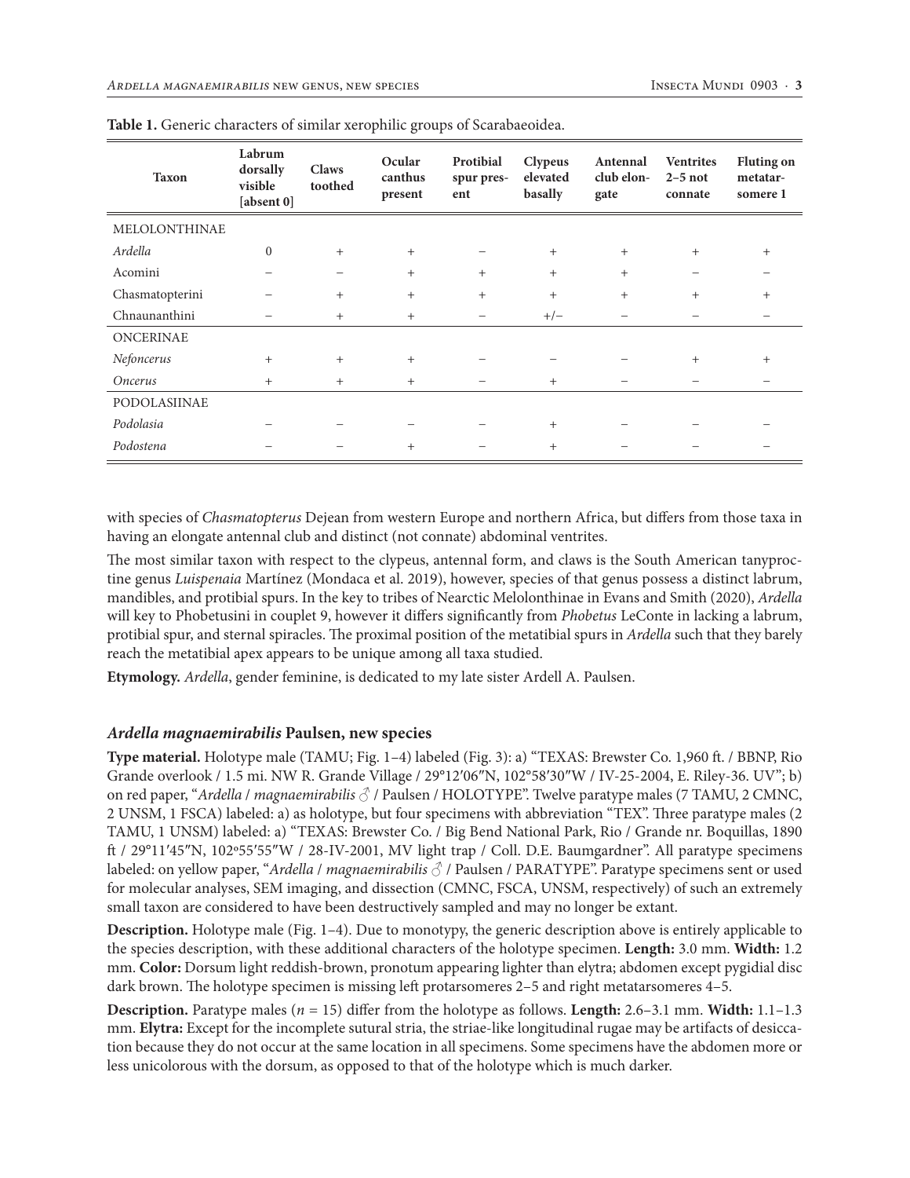**Table 1.** Generic characters of similar xerophilic groups of Scarabaeoidea.

| Taxon | Labrum dorsally visible [absent 0] | Claws toothed | Ocular canthus present | Protibial spur present | Clypeus elevated basally | Antennal club elongate | Ventrites 2–5 not connate | Fluting on metatarsomere 1 |
|---|---|---|---|---|---|---|---|---|
| MELOLONTHINAE | | | | | | | | |
| *Ardella* | 0 | + | + | – | + | + | + | + |
| Acomini | – | – | + | + | + | + | – | – |
| Chasmatopterini | – | + | + | + | + | + | + | + |
| Chnaunanthini | – | + | + | – | +/– | – | – | – |
| ONCERINAE | | | | | | | | |
| *Nefoncerus* | + | + | + | – | – | – | + | + |
| *Oncerus* | + | + | + | – | + | – | – | – |
| PODOLASIINAE | | | | | | | | |
| *Podolasia* | – | – | – | – | + | – | – | – |
| *Podostena* | – | – | + | – | + | – | – | – |

with species of *Chasmatopterus* Dejean from western Europe and northern Africa, but differs from those taxa in having an elongate antennal club and distinct (not connate) abdominal ventrites.

The most similar taxon with respect to the clypeus, antennal form, and claws is the South American tanyproctine genus *Luispenaia* Martínez (Mondaca et al. 2019), however, species of that genus possess a distinct labrum, mandibles, and protibial spurs. In the key to tribes of Nearctic Melolonthinae in Evans and Smith (2020), *Ardella* will key to Phobetusini in couplet 9, however it differs significantly from *Phobetus* LeConte in lacking a labrum, protibial spur, and sternal spiracles. The proximal position of the metatibial spurs in *Ardella* such that they barely reach the metatibial apex appears to be unique among all taxa studied.

**Etymology.** *Ardella*, gender feminine, is dedicated to my late sister Ardell A. Paulsen.

### *Ardella magnaemirabilis* Paulsen, new species

**Type material.** Holotype male (TAMU; Fig. 1–4) labeled (Fig. 3): a) "TEXAS: Brewster Co. 1,960 ft. / BBNP, Rio Grande overlook / 1.5 mi. NW R. Grande Village / 29°12′06″N, 102°58′30″W / IV-25-2004, E. Riley-36. UV"; b) on red paper, "*Ardella* / *magnaemirabilis* ♂ / Paulsen / HOLOTYPE". Twelve paratype males (7 TAMU, 2 CMNC, 2 UNSM, 1 FSCA) labeled: a) as holotype, but four specimens with abbreviation "TEX". Three paratype males (2 TAMU, 1 UNSM) labeled: a) "TEXAS: Brewster Co. / Big Bend National Park, Rio / Grande nr. Boquillas, 1890 ft / 29°11′45″N, 102º55′55″W / 28-IV-2001, MV light trap / Coll. D.E. Baumgardner". All paratype specimens labeled: on yellow paper, "*Ardella* / *magnaemirabilis* ♂ / Paulsen / PARATYPE". Paratype specimens sent or used for molecular analyses, SEM imaging, and dissection (CMNC, FSCA, UNSM, respectively) of such an extremely small taxon are considered to have been destructively sampled and may no longer be extant.

**Description.** Holotype male (Fig. 1–4). Due to monotypy, the generic description above is entirely applicable to the species description, with these additional characters of the holotype specimen. **Length:** 3.0 mm. **Width:** 1.2 mm. **Color:** Dorsum light reddish-brown, pronotum appearing lighter than elytra; abdomen except pygidial disc dark brown. The holotype specimen is missing left protarsomeres 2–5 and right metatarsomeres 4–5.

**Description.** Paratype males ($n$ = 15) differ from the holotype as follows. **Length:** 2.6–3.1 mm. **Width:** 1.1–1.3 mm. **Elytra:** Except for the incomplete sutural stria, the striae-like longitudinal rugae may be artifacts of desiccation because they do not occur at the same location in all specimens. Some specimens have the abdomen more or less unicolorous with the dorsum, as opposed to that of the holotype which is much darker.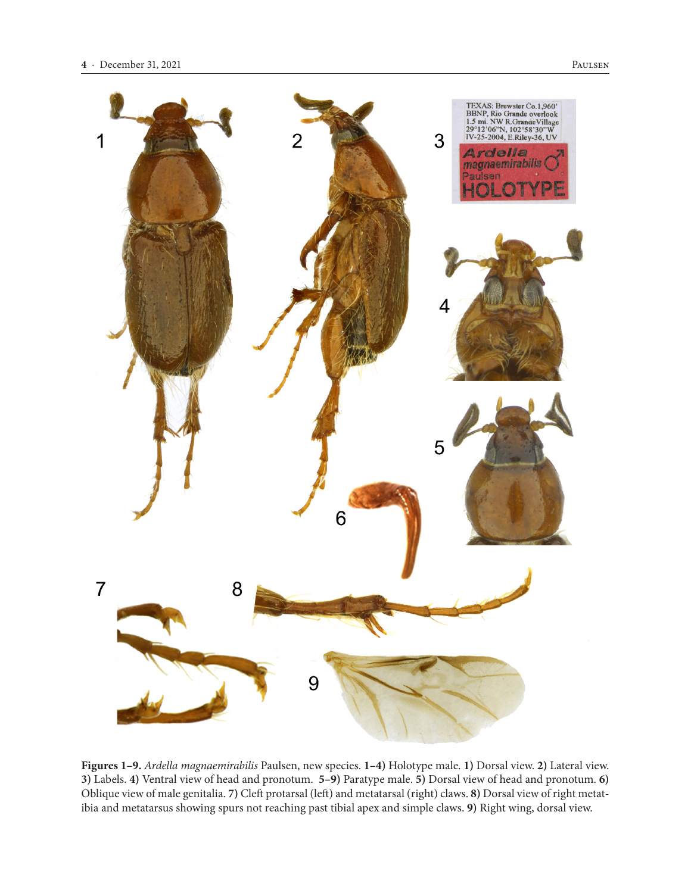**Figures 1–9.** *Ardella magnaemirabilis* Paulsen, new species. **1–4)** Holotype male. **1)** Dorsal view. **2)** Lateral view. **3)** Labels. **4)** Ventral view of head and pronotum. **5–9)** Paratype male. **5)** Dorsal view of head and pronotum. **6)** Oblique view of male genitalia. **7)** Cleft protarsal (left) and metatarsal (right) claws. **8)** Dorsal view of right metatibia and metatarsus showing spurs not reaching past tibial apex and simple claws. **9)** Right wing, dorsal view.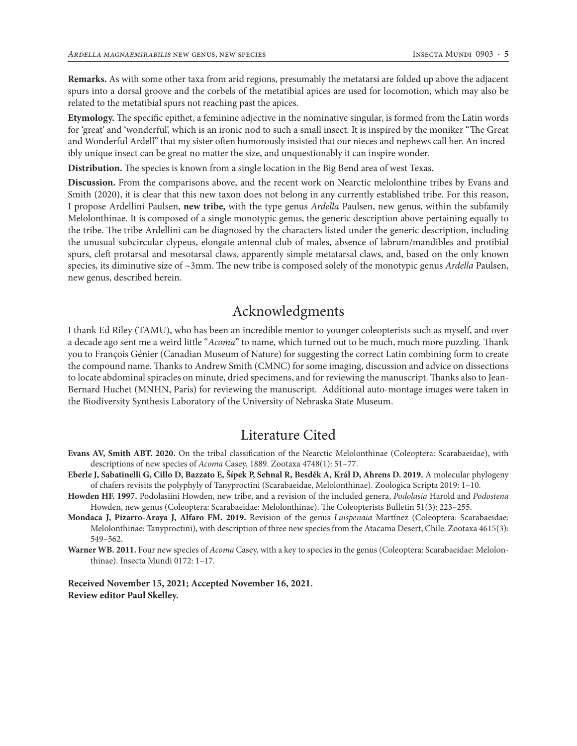**Remarks.** As with some other taxa from arid regions, presumably the metatarsi are folded up above the adjacent spurs into a dorsal groove and the corbels of the metatibial apices are used for locomotion, which may also be related to the metatibial spurs not reaching past the apices.

**Etymology.** The specific epithet, a feminine adjective in the nominative singular, is formed from the Latin words for 'great' and 'wonderful', which is an ironic nod to such a small insect. It is inspired by the moniker "The Great and Wonderful Ardell" that my sister often humorously insisted that our nieces and nephews call her. An incredibly unique insect can be great no matter the size, and unquestionably it can inspire wonder.

**Distribution.** The species is known from a single location in the Big Bend area of west Texas.

**Discussion.** From the comparisons above, and the recent work on Nearctic melolonthine tribes by Evans and Smith (2020), it is clear that this new taxon does not belong in any currently established tribe. For this reason, I propose Ardellini Paulsen, **new tribe,** with the type genus *Ardella* Paulsen, new genus, within the subfamily Melolonthinae. It is composed of a single monotypic genus, the generic description above pertaining equally to the tribe. The tribe Ardellini can be diagnosed by the characters listed under the generic description, including the unusual subcircular clypeus, elongate antennal club of males, absence of labrum/mandibles and protibial spurs, cleft protarsal and mesotarsal claws, apparently simple metatarsal claws, and, based on the only known species, its diminutive size of ~3mm. The new tribe is composed solely of the monotypic genus *Ardella* Paulsen, new genus, described herein.

## Acknowledgments

I thank Ed Riley (TAMU), who has been an incredible mentor to younger coleopterists such as myself, and over a decade ago sent me a weird little "*Acoma*" to name, which turned out to be much, much more puzzling. Thank you to François Génier (Canadian Museum of Nature) for suggesting the correct Latin combining form to create the compound name. Thanks to Andrew Smith (CMNC) for some imaging, discussion and advice on dissections to locate abdominal spiracles on minute, dried specimens, and for reviewing the manuscript. Thanks also to Jean-Bernard Huchet (MNHN, Paris) for reviewing the manuscript. Additional auto-montage images were taken in the Biodiversity Synthesis Laboratory of the University of Nebraska State Museum.

## Literature Cited

**Evans AV, Smith ABT. 2020.** On the tribal classification of the Nearctic Melolonthinae (Coleoptera: Scarabaeidae), with descriptions of new species of *Acoma* Casey, 1889. Zootaxa 4748(1): 51–77.

**Eberle J, Sabatinelli G, Cillo D, Bazzato E, Šípek P, Sehnal R, Besděk A, Král D, Ahrens D. 2019.** A molecular phylogeny of chafers revisits the polyphyly of Tanyproctini (Scarabaeidae, Melolonthinae). Zoologica Scripta 2019: 1–10.

**Howden HF. 1997.** Podolasiini Howden, new tribe, and a revision of the included genera, *Podolasia* Harold and *Podostena* Howden, new genus (Coleoptera: Scarabaeidae: Melolonthinae). The Coleopterists Bulletin 51(3): 223–255.

**Mondaca J, Pizarro-Araya J, Alfaro FM. 2019.** Revision of the genus *Luispenaia* Martínez (Coleoptera: Scarabaeidae: Melolonthinae: Tanyproctini), with description of three new species from the Atacama Desert, Chile. Zootaxa 4615(3): 549–562.

**Warner WB. 2011.** Four new species of *Acoma* Casey, with a key to species in the genus (Coleoptera: Scarabaeidae: Melolonthinae). Insecta Mundi 0172: 1–17.

**Received November 15, 2021; Accepted November 16, 2021.**
**Review editor Paul Skelley.**